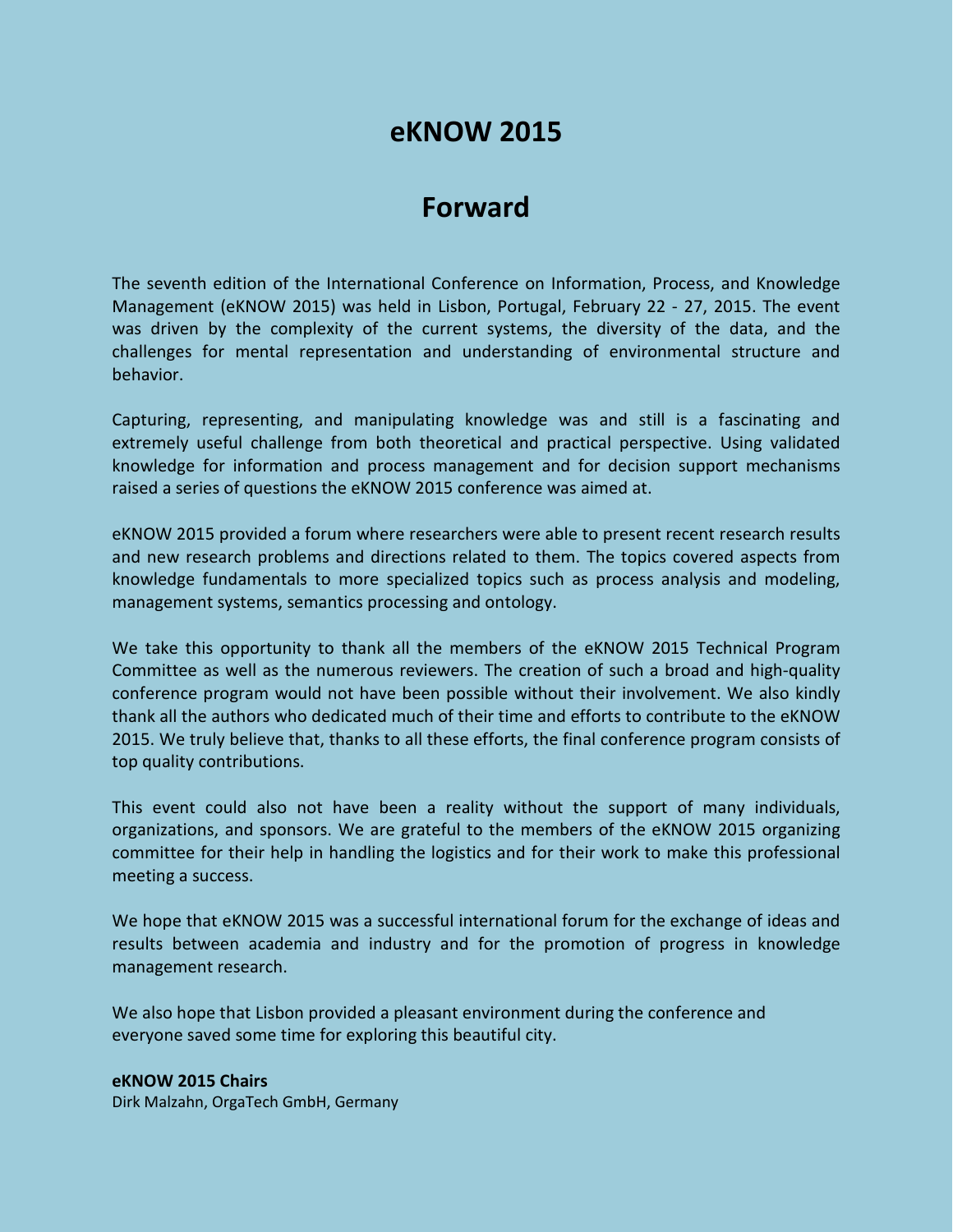# eKNOW 2015

## Forward

The seventh edition of the International Conference on Information, Process, and Knowledge Management (eKNOW 2015) was held in Lisbon, Portugal, February 22 - 27, 2015. The event was driven by the complexity of the current systems, the diversity of the data, and the challenges for mental representation and understanding of environmental structure and behavior.

Capturing, representing, and manipulating knowledge was and still is a fascinating and extremely useful challenge from both theoretical and practical perspective. Using validated knowledge for information and process management and for decision support mechanisms raised a series of questions the eKNOW 2015 conference was aimed at.

eKNOW 2015 provided a forum where researchers were able to present recent research results and new research problems and directions related to them. The topics covered aspects from knowledge fundamentals to more specialized topics such as process analysis and modeling, management systems, semantics processing and ontology.

We take this opportunity to thank all the members of the eKNOW 2015 Technical Program Committee as well as the numerous reviewers. The creation of such a broad and high-quality conference program would not have been possible without their involvement. We also kindly thank all the authors who dedicated much of their time and efforts to contribute to the eKNOW 2015. We truly believe that, thanks to all these efforts, the final conference program consists of top quality contributions.

This event could also not have been a reality without the support of many individuals, organizations, and sponsors. We are grateful to the members of the eKNOW 2015 organizing committee for their help in handling the logistics and for their work to make this professional meeting a success.

We hope that eKNOW 2015 was a successful international forum for the exchange of ideas and results between academia and industry and for the promotion of progress in knowledge management research.

We also hope that Lisbon provided a pleasant environment during the conference and everyone saved some time for exploring this beautiful city.

**eKNOW 2015 Chairs**

Dirk Malzahn, OrgaTech GmbH, Germany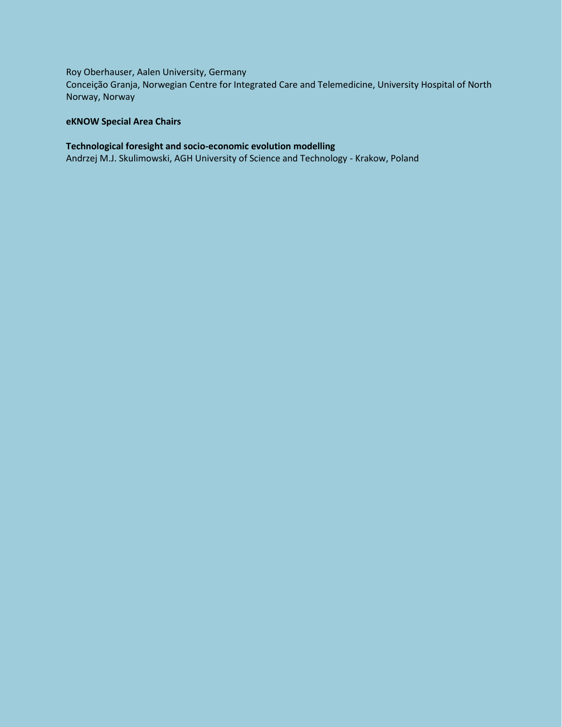Roy Oberhauser, Aalen University, Germany
Conceição Granja, Norwegian Centre for Integrated Care and Telemedicine, University Hospital of North Norway, Norway

**eKNOW Special Area Chairs**

**Technological foresight and socio-economic evolution modelling**
Andrzej M.J. Skulimowski, AGH University of Science and Technology - Krakow, Poland